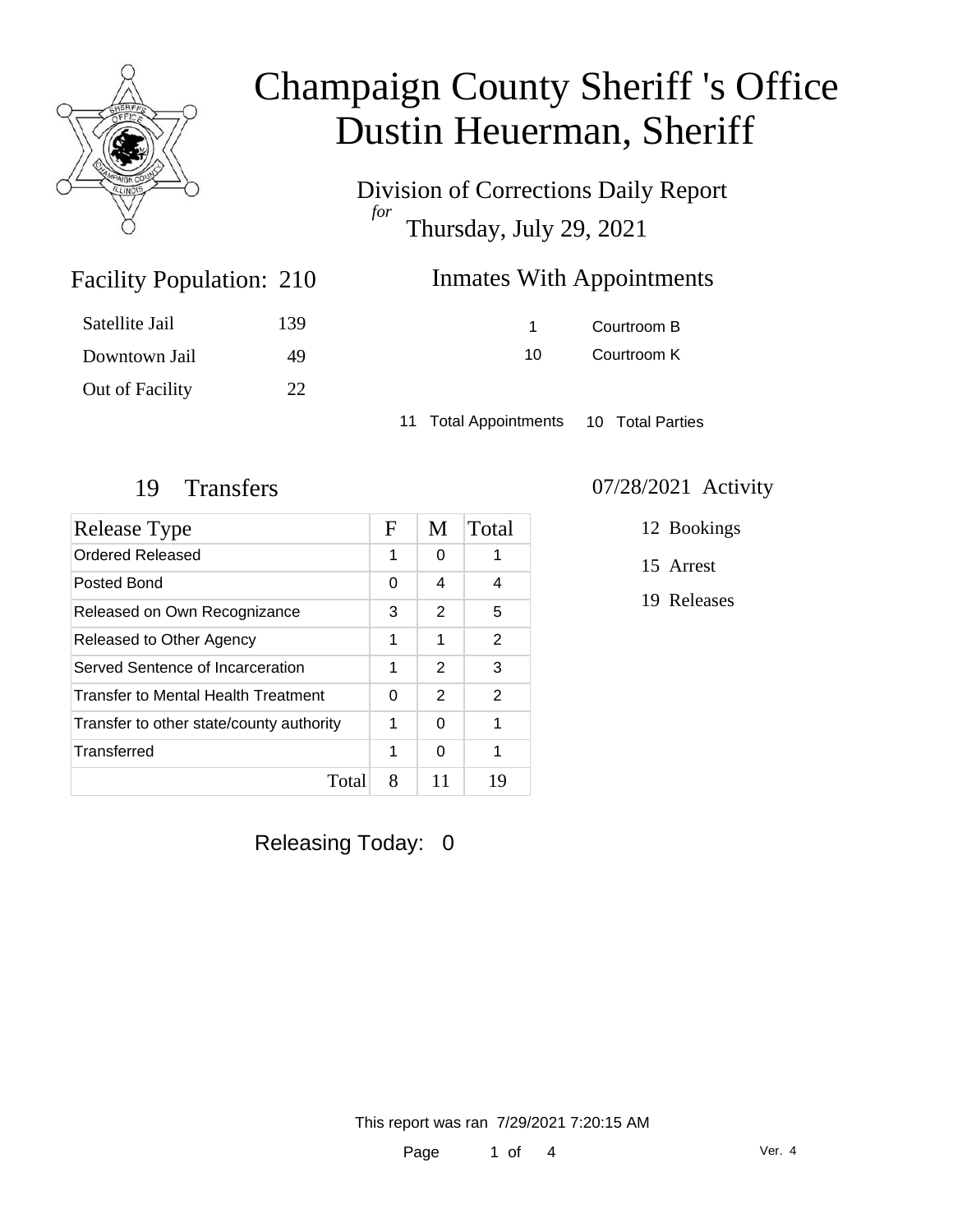# Champaign County Sheriff 's Office
# Dustin Heuerman, Sheriff

Division of Corrections Daily Report
*for*
Thursday, July 29, 2021

## Facility Population: 210

| | |
|---|---|
| Satellite Jail | 139 |
| Downtown Jail | 49 |
| Out of Facility | 22 |

## Inmates With Appointments

| | |
|---|---|
| 1 | Courtroom B |
| 10 | Courtroom K |

11 Total Appointments    10 Total Parties

## 19 Transfers

| Release Type | F | M | Total |
|---|---|---|---|
| Ordered Released | 1 | 0 | 1 |
| Posted Bond | 0 | 4 | 4 |
| Released on Own Recognizance | 3 | 2 | 5 |
| Released to Other Agency | 1 | 1 | 2 |
| Served Sentence of Incarceration | 1 | 2 | 3 |
| Transfer to Mental Health Treatment | 0 | 2 | 2 |
| Transfer to other state/county authority | 1 | 0 | 1 |
| Transferred | 1 | 0 | 1 |
| Total | 8 | 11 | 19 |

## 07/28/2021 Activity

12 Bookings

15 Arrest

19 Releases

Releasing Today: 0

This report was ran 7/29/2021 7:20:15 AM

Ver. 4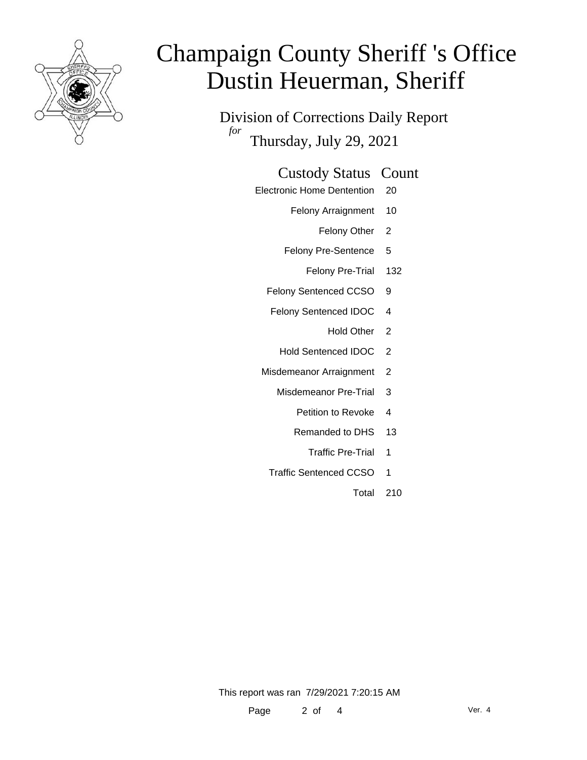# Champaign County Sheriff 's Office
# Dustin Heuerman, Sheriff

Division of Corrections Daily Report

*for* Thursday, July 29, 2021

| Custody Status | Count |
|---|---|
| Electronic Home Dentention | 20 |
| Felony Arraignment | 10 |
| Felony Other | 2 |
| Felony Pre-Sentence | 5 |
| Felony Pre-Trial | 132 |
| Felony Sentenced CCSO | 9 |
| Felony Sentenced IDOC | 4 |
| Hold Other | 2 |
| Hold Sentenced IDOC | 2 |
| Misdemeanor Arraignment | 2 |
| Misdemeanor Pre-Trial | 3 |
| Petition to Revoke | 4 |
| Remanded to DHS | 13 |
| Traffic Pre-Trial | 1 |
| Traffic Sentenced CCSO | 1 |
| Total | 210 |

This report was ran 7/29/2021 7:20:15 AM

Ver. 4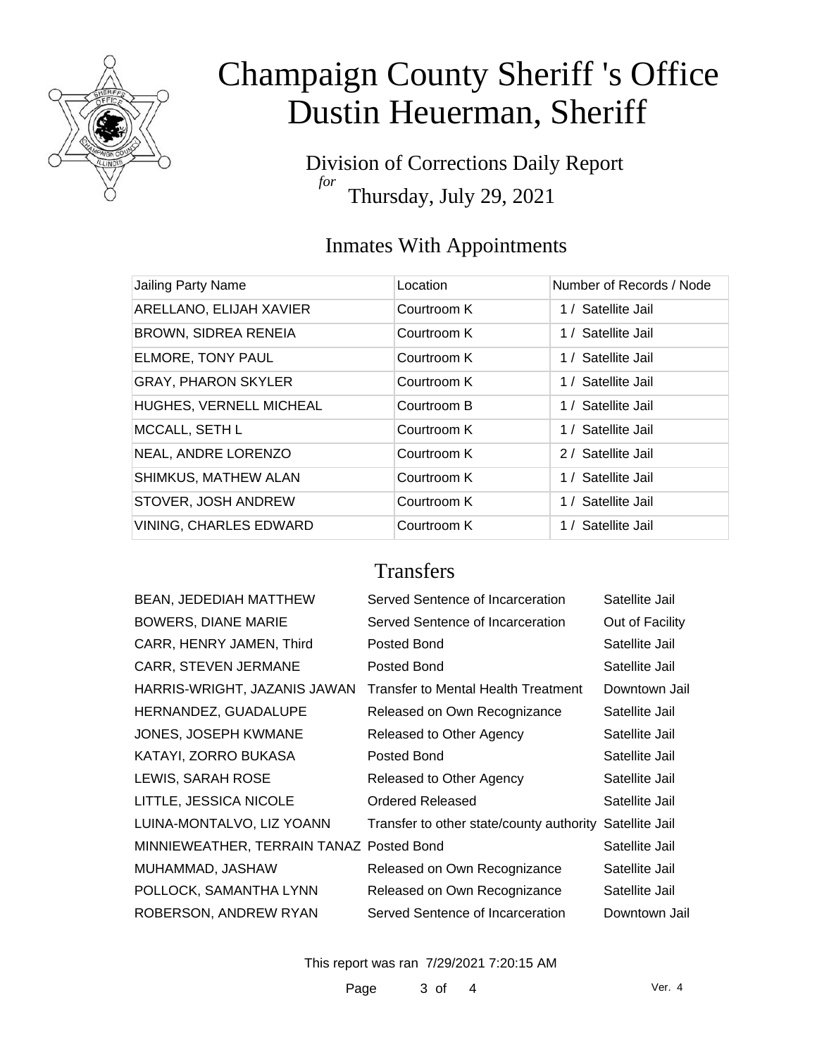# Champaign County Sheriff 's Office
# Dustin Heuerman, Sheriff

Division of Corrections Daily Report
*for*
Thursday, July 29, 2021

## Inmates With Appointments

| Jailing Party Name | Location | Number of Records / Node |
|---|---|---|
| ARELLANO, ELIJAH XAVIER | Courtroom K | 1 / Satellite Jail |
| BROWN, SIDREA RENEIA | Courtroom K | 1 / Satellite Jail |
| ELMORE, TONY PAUL | Courtroom K | 1 / Satellite Jail |
| GRAY, PHARON SKYLER | Courtroom K | 1 / Satellite Jail |
| HUGHES, VERNELL MICHEAL | Courtroom B | 1 / Satellite Jail |
| MCCALL, SETH L | Courtroom K | 1 / Satellite Jail |
| NEAL, ANDRE LORENZO | Courtroom K | 2 / Satellite Jail |
| SHIMKUS, MATHEW ALAN | Courtroom K | 1 / Satellite Jail |
| STOVER, JOSH ANDREW | Courtroom K | 1 / Satellite Jail |
| VINING, CHARLES EDWARD | Courtroom K | 1 / Satellite Jail |

## Transfers

| | | |
|---|---|---|
| BEAN, JEDEDIAH MATTHEW | Served Sentence of Incarceration | Satellite Jail |
| BOWERS, DIANE MARIE | Served Sentence of Incarceration | Out of Facility |
| CARR, HENRY JAMEN, Third | Posted Bond | Satellite Jail |
| CARR, STEVEN JERMANE | Posted Bond | Satellite Jail |
| HARRIS-WRIGHT, JAZANIS JAWAN | Transfer to Mental Health Treatment | Downtown Jail |
| HERNANDEZ, GUADALUPE | Released on Own Recognizance | Satellite Jail |
| JONES, JOSEPH KWMANE | Released to Other Agency | Satellite Jail |
| KATAYI, ZORRO BUKASA | Posted Bond | Satellite Jail |
| LEWIS, SARAH ROSE | Released to Other Agency | Satellite Jail |
| LITTLE, JESSICA NICOLE | Ordered Released | Satellite Jail |
| LUINA-MONTALVO, LIZ YOANN | Transfer to other state/county authority | Satellite Jail |
| MINNIEWEATHER, TERRAIN TANAZ | Posted Bond | Satellite Jail |
| MUHAMMAD, JASHAW | Released on Own Recognizance | Satellite Jail |
| POLLOCK, SAMANTHA LYNN | Released on Own Recognizance | Satellite Jail |
| ROBERSON, ANDREW RYAN | Served Sentence of Incarceration | Downtown Jail |

This report was ran 7/29/2021 7:20:15 AM

Ver. 4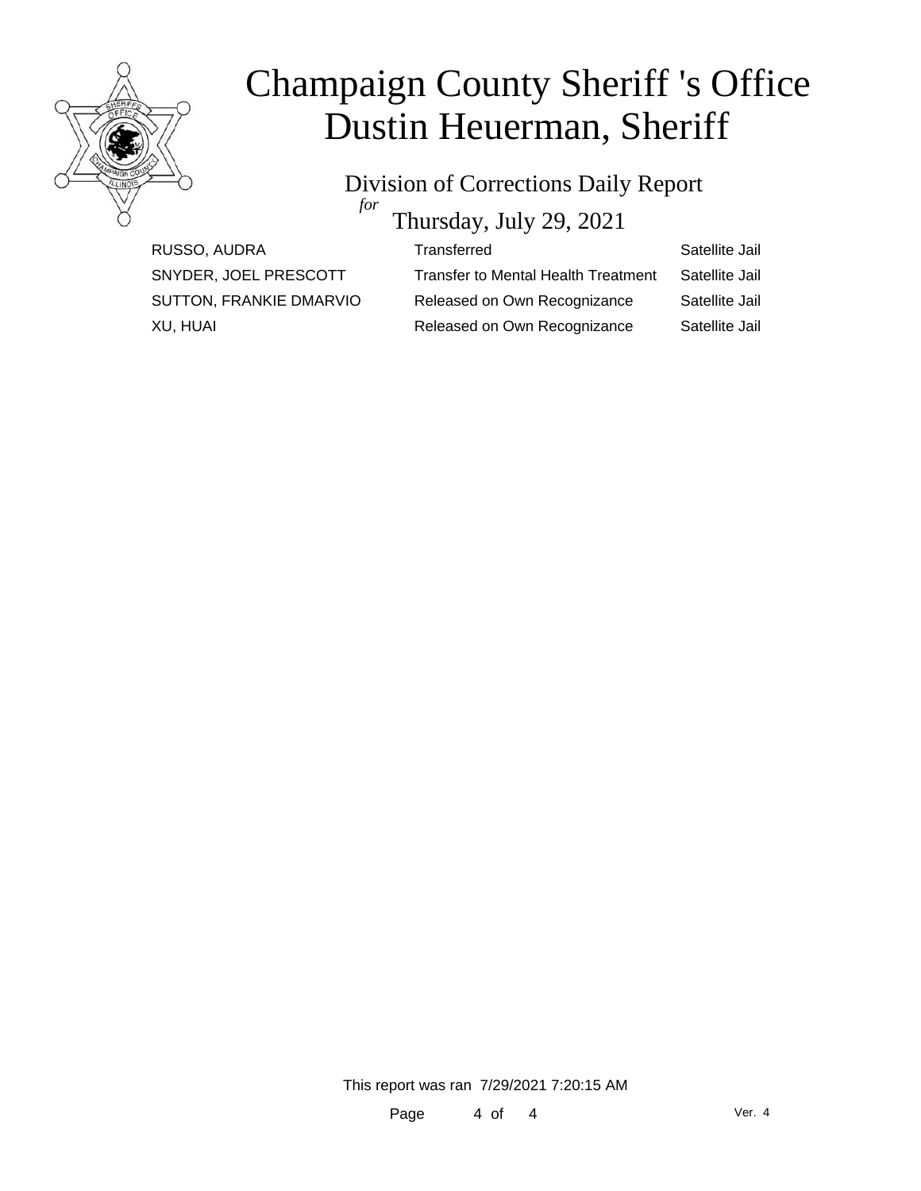# Champaign County Sheriff 's Office
# Dustin Heuerman, Sheriff

Division of Corrections Daily Report

*for*

Thursday, July 29, 2021

| | | |
|---|---|---|
| RUSSO, AUDRA | Transferred | Satellite Jail |
| SNYDER, JOEL PRESCOTT | Transfer to Mental Health Treatment | Satellite Jail |
| SUTTON, FRANKIE DMARVIO | Released on Own Recognizance | Satellite Jail |
| XU, HUAI | Released on Own Recognizance | Satellite Jail |

This report was ran 7/29/2021 7:20:15 AM

Ver. 4